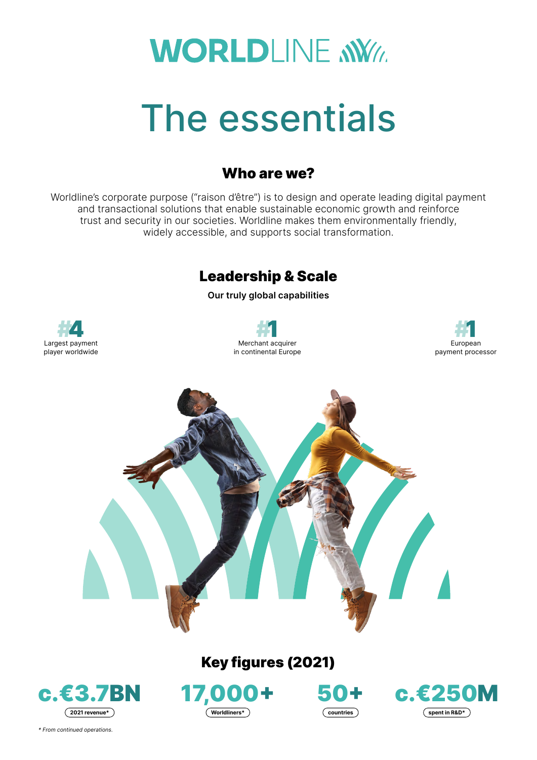# WORLDLINE

# The essentials

## Who are we?

Worldline's corporate purpose ("raison d'être") is to design and operate leading digital payment and transactional solutions that enable sustainable economic growth and reinforce trust and security in our societies. Worldline makes them environmentally friendly, widely accessible, and supports social transformation.

## Leadership & Scale

**Our truly global capabilities**

**#4**
Largest payment player worldwide

**#1**
Merchant acquirer in continental Europe

**#1**
European payment processor

## Key figures (2021)

**c.€3.7BN**
2021 revenue*

**17,000+**
Worldliners*

**50+**
countries

**c.€250M**
spent in R&D*

*\* From continued operations.*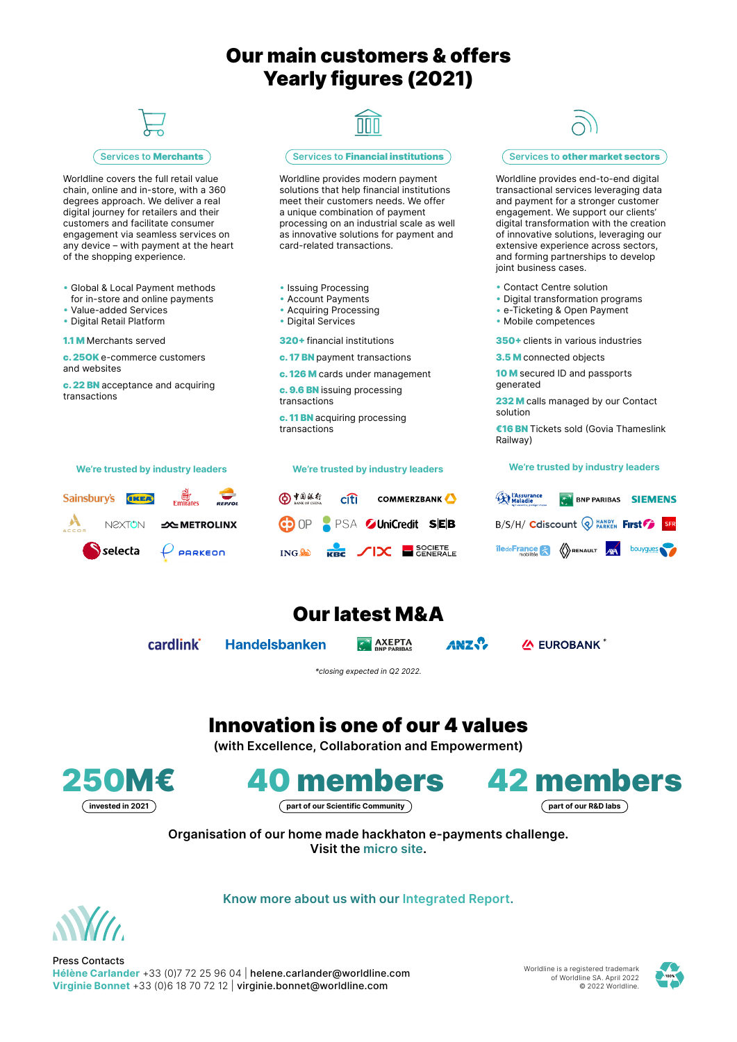# Our main customers & offers
# Yearly figures (2021)

## Services to Merchants

Worldline covers the full retail value chain, online and in-store, with a 360 degrees approach. We deliver a real digital journey for retailers and their customers and facilitate consumer engagement via seamless services on any device – with payment at the heart of the shopping experience.

- Global & Local Payment methods for in-store and online payments
- Value-added Services
- Digital Retail Platform

**1.1 M** Merchants served

**c. 250K** e-commerce customers and websites

**c. 22 BN** acceptance and acquiring transactions

We're trusted by industry leaders

Sainsbury's, IKEA, Emirates, Repsol, Accor, Nexton, Metrolinx, selecta, Parkeon

## Services to Financial institutions

Worldline provides modern payment solutions that help financial institutions meet their customers needs. We offer a unique combination of payment processing on an industrial scale as well as innovative solutions for payment and card-related transactions.

- Issuing Processing
- Account Payments
- Acquiring Processing
- Digital Services

**320+** financial institutions

**c. 17 BN** payment transactions

**c. 126 M** cards under management

**c. 9.6 BN** issuing processing transactions

**c. 11 BN** acquiring processing transactions

We're trusted by industry leaders

Bank of China, citi, Commerzbank, OP, PSA, UniCredit, SEB, ING, KBC, SIX, Société Générale

## Services to other market sectors

Worldline provides end-to-end digital transactional services leveraging data and payment for a stronger customer engagement. We support our clients' digital transformation with the creation of innovative solutions, leveraging our extensive experience across sectors, and forming partnerships to develop joint business cases.

- Contact Centre solution
- Digital transformation programs
- e-Ticketing & Open Payment
- Mobile competences

**350+** clients in various industries

**3.5 M** connected objects

**10 M** secured ID and passports generated

**232 M** calls managed by our Contact solution

**€16 BN** Tickets sold (Govia Thameslink Railway)

We're trusted by industry leaders

L'Assurance Maladie, BNP Paribas, Siemens, B/S/H/, Cdiscount, Handy Parken, First, SFR, îledeFrance mobilités, Renault, AXA, bouygues

# Our latest M&A

cardlink, Handelsbanken, Axepta BNP Paribas, ANZ, Eurobank*

*closing expected in Q2 2022.

# Innovation is one of our 4 values

(with Excellence, Collaboration and Empowerment)

**250M€** invested in 2021

**40 members** part of our Scientific Community

**42 members** part of our R&D labs

Organisation of our home made hackhaton e-payments challenge.
Visit the micro site.

Know more about us with our Integrated Report.

Press Contacts
**Hélène Carlander** +33 (0)7 72 25 96 04 | helene.carlander@worldline.com
**Virginie Bonnet** +33 (0)6 18 70 72 12 | virginie.bonnet@worldline.com

Worldline is a registered trademark of Worldline SA. April 2022
© 2022 Worldline.